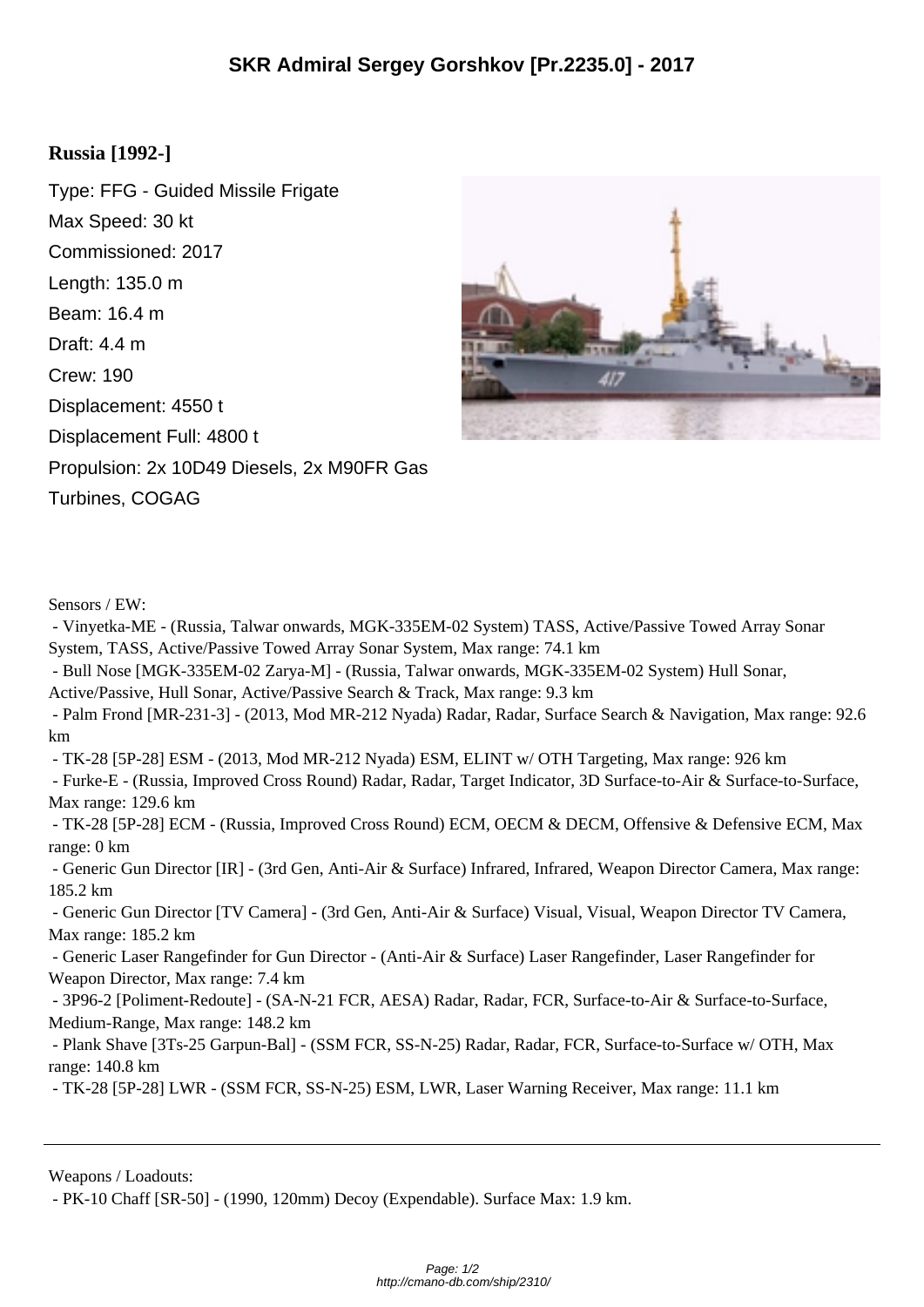# SKR Admiral Sergey Gorshkov [Pr.2235.0] - 2017

**Russia [1992-]**

Type: FFG - Guided Missile Frigate
Max Speed: 30 kt
Commissioned: 2017
Length: 135.0 m
Beam: 16.4 m
Draft: 4.4 m
Crew: 190
Displacement: 4550 t
Displacement Full: 4800 t
Propulsion: 2x 10D49 Diesels, 2x M90FR Gas Turbines, COGAG

Sensors / EW:

- Vinyetka-ME - (Russia, Talwar onwards, MGK-335EM-02 System) TASS, Active/Passive Towed Array Sonar System, TASS, Active/Passive Towed Array Sonar System, Max range: 74.1 km
- Bull Nose [MGK-335EM-02 Zarya-M] - (Russia, Talwar onwards, MGK-335EM-02 System) Hull Sonar, Active/Passive, Hull Sonar, Active/Passive Search & Track, Max range: 9.3 km
- Palm Frond [MR-231-3] - (2013, Mod MR-212 Nyada) Radar, Radar, Surface Search & Navigation, Max range: 92.6 km
- TK-28 [5P-28] ESM - (2013, Mod MR-212 Nyada) ESM, ELINT w/ OTH Targeting, Max range: 926 km
- Furke-E - (Russia, Improved Cross Round) Radar, Radar, Target Indicator, 3D Surface-to-Air & Surface-to-Surface, Max range: 129.6 km
- TK-28 [5P-28] ECM - (Russia, Improved Cross Round) ECM, OECM & DECM, Offensive & Defensive ECM, Max range: 0 km
- Generic Gun Director [IR] - (3rd Gen, Anti-Air & Surface) Infrared, Infrared, Weapon Director Camera, Max range: 185.2 km
- Generic Gun Director [TV Camera] - (3rd Gen, Anti-Air & Surface) Visual, Visual, Weapon Director TV Camera, Max range: 185.2 km
- Generic Laser Rangefinder for Gun Director - (Anti-Air & Surface) Laser Rangefinder, Laser Rangefinder for Weapon Director, Max range: 7.4 km
- 3P96-2 [Poliment-Redoute] - (SA-N-21 FCR, AESA) Radar, Radar, FCR, Surface-to-Air & Surface-to-Surface, Medium-Range, Max range: 148.2 km
- Plank Shave [3Ts-25 Garpun-Bal] - (SSM FCR, SS-N-25) Radar, Radar, FCR, Surface-to-Surface w/ OTH, Max range: 140.8 km
- TK-28 [5P-28] LWR - (SSM FCR, SS-N-25) ESM, LWR, Laser Warning Receiver, Max range: 11.1 km

---

Weapons / Loadouts:

- PK-10 Chaff [SR-50] - (1990, 120mm) Decoy (Expendable). Surface Max: 1.9 km.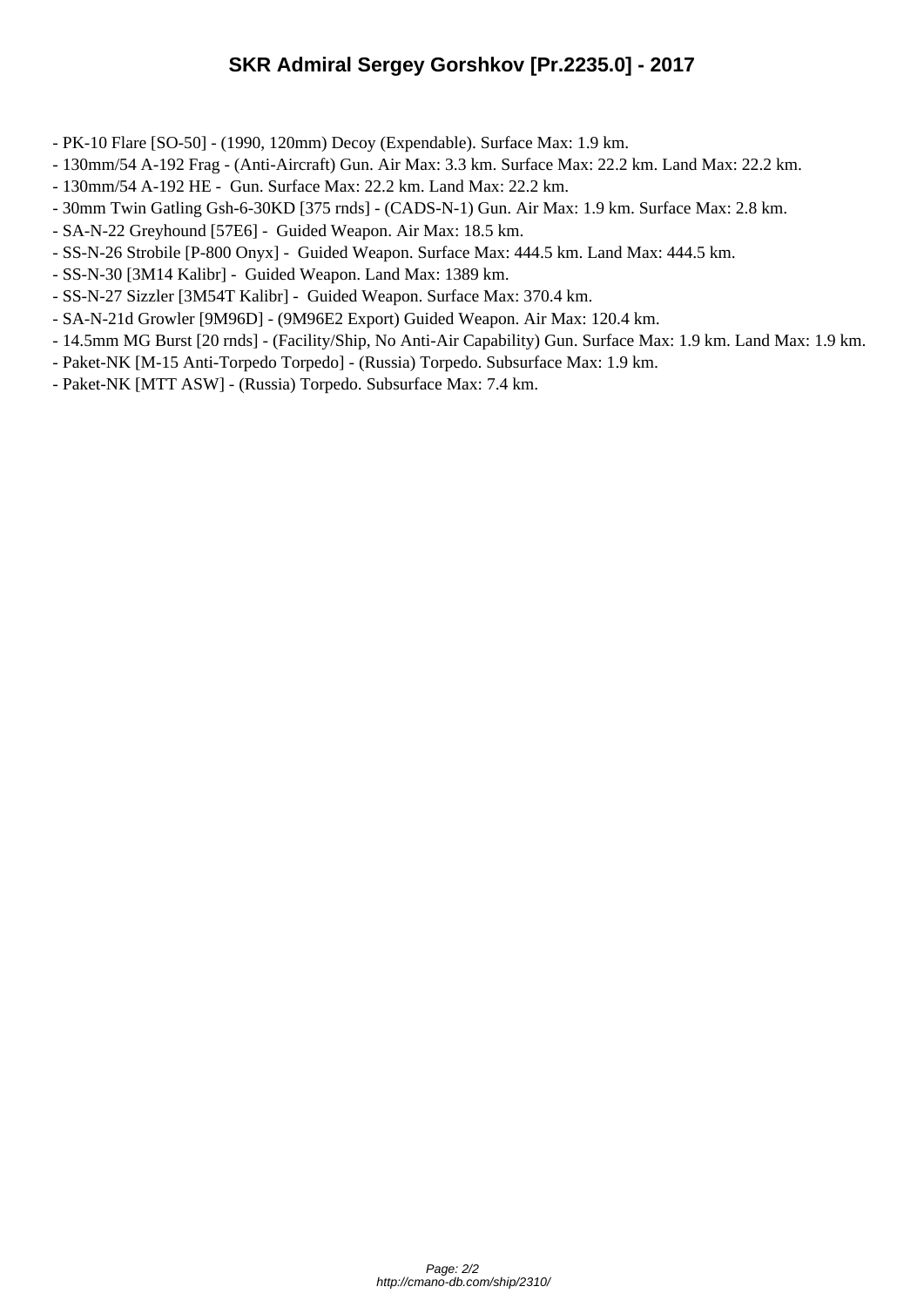- PK-10 Flare [SO-50] - (1990, 120mm) Decoy (Expendable). Surface Max: 1.9 km.
- 130mm/54 A-192 Frag - (Anti-Aircraft) Gun. Air Max: 3.3 km. Surface Max: 22.2 km. Land Max: 22.2 km.
- 130mm/54 A-192 HE - Gun. Surface Max: 22.2 km. Land Max: 22.2 km.
- 30mm Twin Gatling Gsh-6-30KD [375 rnds] - (CADS-N-1) Gun. Air Max: 1.9 km. Surface Max: 2.8 km.
- SA-N-22 Greyhound [57E6] - Guided Weapon. Air Max: 18.5 km.
- SS-N-26 Strobile [P-800 Onyx] - Guided Weapon. Surface Max: 444.5 km. Land Max: 444.5 km.
- SS-N-30 [3M14 Kalibr] - Guided Weapon. Land Max: 1389 km.
- SS-N-27 Sizzler [3M54T Kalibr] - Guided Weapon. Surface Max: 370.4 km.
- SA-N-21d Growler [9M96D] - (9M96E2 Export) Guided Weapon. Air Max: 120.4 km.
- 14.5mm MG Burst [20 rnds] - (Facility/Ship, No Anti-Air Capability) Gun. Surface Max: 1.9 km. Land Max: 1.9 km.
- Paket-NK [M-15 Anti-Torpedo Torpedo] - (Russia) Torpedo. Subsurface Max: 1.9 km.
- Paket-NK [MTT ASW] - (Russia) Torpedo. Subsurface Max: 7.4 km.